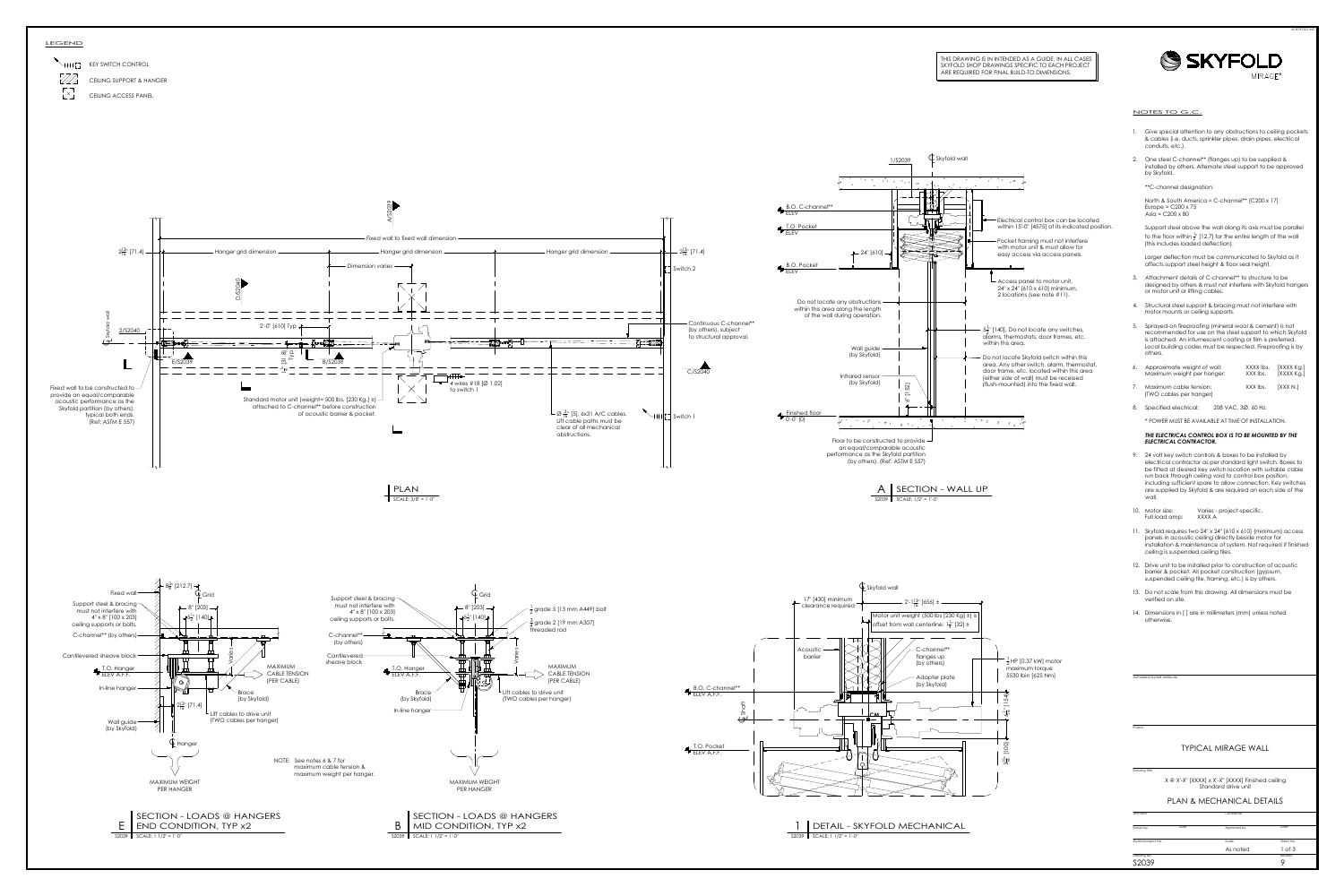## LEGEND

- KEY SWITCH CONTROL
- CEILING SUPPORT & HANGER
- CEILING ACCESS PANEL

THIS DRAWING IS IN INTENDED AS A GUIDE. IN ALL CASES SKYFOLD SHOP DRAWINGS SPECIFIC TO EACH PROJECT ARE REQUIRED FOR FINAL BUILD-TO DIMENSIONS.

**SKYFOLD** MIRAGE®

## NOTES TO G.C.

1. Give special attention to any obstructions to ceiling pockets & cables (i.e. ducts, sprinkler pipes, drain pipes, electrical conduits, etc.).
2. One steel C-channel** (flanges up) to be supplied & installed by others. Alternate steel support to be approved by Skyfold.

   **C-channel designation:

   North & South America = C-channel** [C200 x 17]
   Europe = C200 x 75
   Asia = C200 x 80

   Support steel above the wall along its axis must be parallel to the floor within ½" [12.7] for the entire length of the wall (this includes loaded deflection).

   Larger deflection must be communicated to Skyfold as it affects support steel height & floor seal height.
3. Attachment details of C-channel** to structure to be designed by others & must not interfere with Skyfold hangers or motor unit or lifting cables.
4. Structural steel support & bracing must not interfere with motor mounts or ceiling supports.
5. Sprayed-on fireproofing (mineral wool & cement) is not recommended for use on the steel support to which Skyfold is attached. An intumescent coating or film is preferred. Local building codes must be respected. Fireproofing is by others.
6. Approximate weight of wall: XXXX lbs. [XXXX Kg.]
   Maximum weight per hanger: XXX lbs. [XXXX Kg.]
7. Maximum cable tension: XXX lbs. [XXX N.]
   (TWO cables per hanger)
8. Specified electrical: 208 VAC, 3Ø, 60 Hz.

   * POWER MUST BE AVAILABLE AT TIME OF INSTALLATION.

   ***THE ELECTRICAL CONTROL BOX IS TO BE MOUNTED BY THE ELECTRICAL CONTRACTOR.***
9. 24 volt key switch controls & boxes to be installed by electrical contractor as per standard light switch. Boxes to be fitted at desired key switch location with suitable cable run back through ceiling void to control box position, including sufficient spare to allow connection. Key switches are supplied by Skyfold & are required on each side of the wall.
10. Motor size: Varies - project-specific.
    Full load amp: XXXX A
11. Skyfold requires two 24" x 24" [610 x 610] (minimum) access panels in acoustic ceiling directly beside motor for installation & maintenance of system. Not required if finished ceiling is suspended ceiling tiles.
12. Drive unit to be installed prior to construction of acoustic barrier & pocket. All pocket construction (gypsum, suspended ceiling tile, framing, etc.) is by others.
13. Do not scale from this drawing. All dimensions must be verified on site.
14. Dimensions in [ ] are in millimeters (mm) unless noted otherwise.

## PLAN — SCALE: 3/8" = 1'-0"

Fixed wall to fixed wall dimension; Hanger grid dimension; Dimension varies; 2 13/16" [71.4]; 2'-0" [610] Typ.; 1 1/4" [31.8] Typ.; Switch 2; Switch 1; Continuous C-channel** (by others), subject to structural approval.; Standard motor unit (weight= 500 lbs. [230 Kg.] ±) attached to C-channel** before construction of acoustic barrier & pocket.; 4 wires #18 [Ø 1.02] to switch 1; Ø 3/16" [5], 6x31 A/C cables. Lift cable paths must be clear of all mechanical obstructions.; Fixed wall to be constructed to provide an equal/comparable acoustic performance as the Skyfold partition (by others), typical both ends. (Ref: ASTM E 557); Skyfold wall; 2/S2040; E/S2039; B/S2039; A/S2039; D/S2040; C/S2040

## A — SECTION - WALL UP — S2039 — SCALE: 1/2" = 1'-0"

1/S2039; Skyfold wall; B.O. C-channel** ELEV; T.O. Pocket ELEV; B.O. Pocket ELEV; 24" [610]; Electrical control box can be located within 15'-0" [4575] of its indicated position.; Pocket framing must not interfere with motor unit & must allow for easy access via access panels.; Access panel to motor unit, 24" x 24" [610 x 610] minimum, 2 locations (see note #11).; Do not locate any obstructions within this area along the length of the wall during operation.; 5 1/2" [140]. Do not locate any switches, alarms, thermostats, door frames, etc. within this area.; Wall guide (by Skyfold); Infrared sensor (by Skyfold); Do not locate Skyfold switch within this area. Any other switch, alarm, thermostat, door frame, etc. located within this area (either side of wall) must be recessed (flush-mounted) into the fixed wall.; 6" [152]; Finished floor 0'-0" [0]; Floor to be constructed to provide an equal/comparable acoustic performance as the Skyfold partition (by others). (Ref: ASTM E 557)

## E — SECTION - LOADS @ HANGERS END CONDITION, TYP x2 — S2039 — SCALE: 1 1/2" = 1'-0"

8 3/8" [212.7]; Grid; 8" [203]; 5 1/2" [140]; Fixed wall; Support steel & bracing must not interfere with 4" x 8" [100 x 203] ceiling supports or bolts.; C-channel** (by others); Cantilevered sheave block; T.O. Hanger ELEV A.F.F.; In-line hanger; Varies; MAXIMUM CABLE TENSION (PER CABLE); Brace (by Skyfold); 2 13/16" [71.4]; Lift cables to drive unit (TWO cables per hanger); Wall guide (by Skyfold); Hanger; MAXIMUM WEIGHT PER HANGER

## B — SECTION - LOADS @ HANGERS MID CONDITION, TYP x2 — S2039 — SCALE: 1 1/2" = 1'-0"

Support steel & bracing must not interfere with 4" x 8" [100 x 203] ceiling supports or bolts.; Grid; 8" [203]; 5 1/2" [140]; 1/2" grade 5 [13 mm A449] bolt; 3/4" grade 2 [19 mm A307] threaded rod; C-channel** (by others); Cantilevered sheave block; T.O. Hanger ELEV A.F.F.; Varies; MAXIMUM CABLE TENSION (PER CABLE); Brace (by Skyfold); Lift cables to drive unit (TWO cables per hanger); In-line hanger; MAXIMUM WEIGHT PER HANGER

NOTE: See notes 6 & 7 for maximum cable tension & maximum weight per hanger.

## 1 — DETAIL - SKYFOLD MECHANICAL — S2039 — SCALE: 1 1/2" = 1'-0"

Skyfold wall; 17" [430] minimum clearance required; 2'-1 13/16" [656] ±; Motor unit weight (500 lbs [230 Kg] ±) is offset from wall centerline: 1 1/4" [32] ±; Acoustic barrier; C-channel** flanges up (by others); Adapter plate (by Skyfold); B.O. C-channel** ELEV A.F.F.; Shaft; T.O. Pocket ELEV A.F.F.; 1/2 HP [0.37 kW] motor maximum torque 5530 lbin [625 Nm]; 6 1/16" [154]; 3 15/16" [100]; CM

| | |
|---|---|
| Project | TYPICAL MIRAGE WALL |
| Drawing title | X @ X'-X" [XXXX] x X'-X" [XXXX] Finished ceiling Standard drive unit — PLAN & MECHANICAL DETAILS |
| Scale | As noted |
| Sheet No. | 1 of 3 |
| Drawing No. | S2039 |
| Revision | 9 |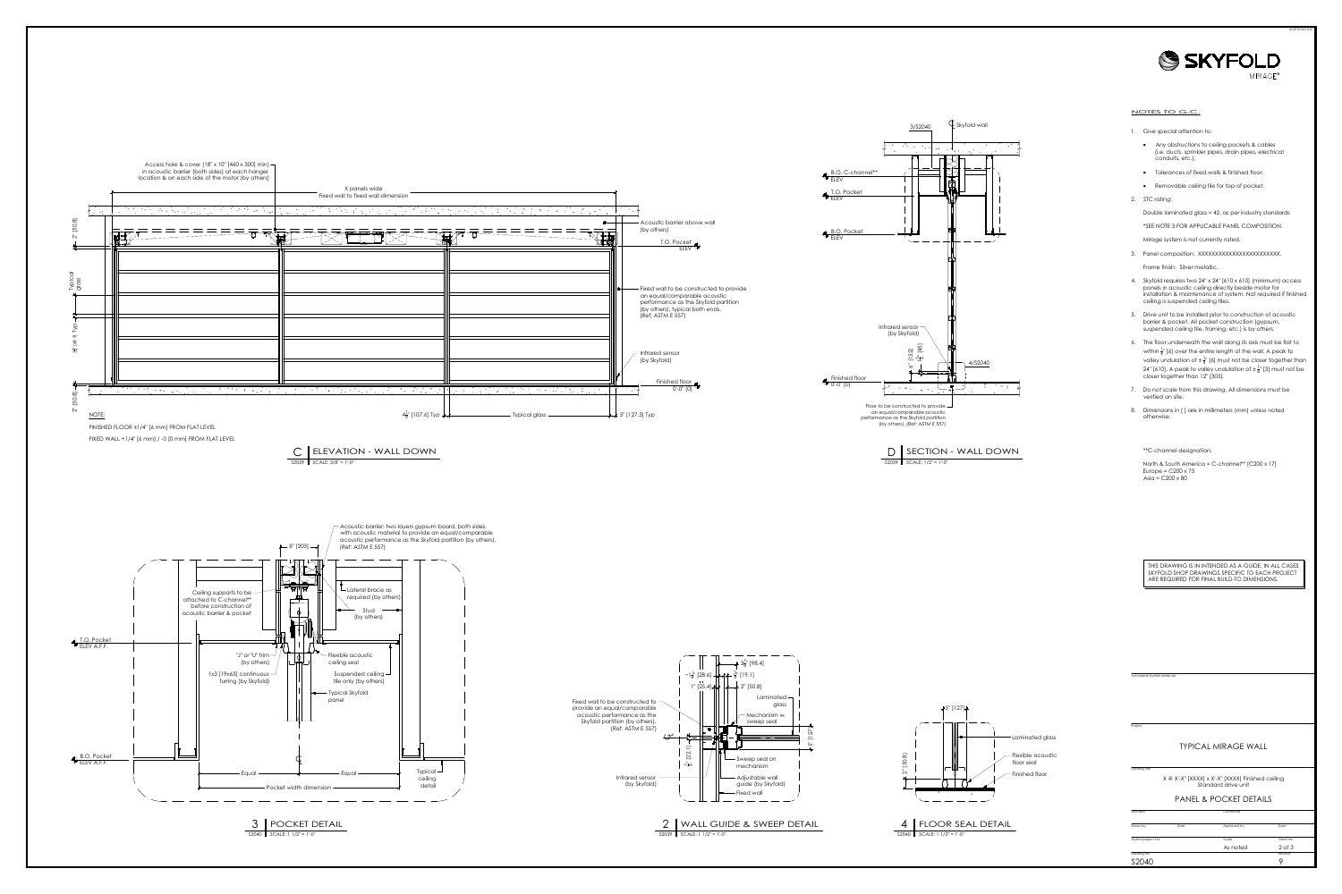# SKYFOLD MIRAGE®

## NOTES TO G.C.

1. Give special attention to:
   - Any obstructions to ceiling pockets & cables (i.e. ducts, sprinkler pipes, drain pipes, electrical conduits, etc.).
   - Tolerances of fixed walls & finished floor.
   - Removable ceiling tile for top of pocket.
2. STC rating:

   Double laminated glass = 42, as per industry standards

   *SEE NOTE 3 FOR APPLICABLE PANEL COMPOSITION.

   Mirage system is not currently rated.
3. Panel composition: XXXXXXXXXXXXXXXXXXXXXXXX.

   Frame finish: Silver metallic.
4. Skyfold requires two 24" x 24" [610 x 610] (minimum) access panels in acoustic ceiling directly beside motor for installation & maintenance of system. Not required if finished ceiling is suspended ceiling tiles.
5. Drive unit to be installed prior to construction of acoustic barrier & pocket. All pocket construction (gypsum, suspended ceiling tile, framing, etc.) is by others.
6. The floor underneath the wall along its axis must be flat to within $\frac{1}{4}$" [6] over the entire length of the wall. A peak to valley undulation of ± $\frac{1}{4}$" [6] must not be closer together than 24" [610]. A peak to valley undulation of ± $\frac{1}{8}$" [3] must not be closer together than 12" [305].
7. Do not scale from this drawing. All dimensions must be verified on site.
8. Dimensions in [ ] are in millimeters (mm) unless noted otherwise.

**C-channel designation:

North & South America = C-channel** [C200 x 17]
Europe = C200 x 75
Asia = C200 x 80

THIS DRAWING IS IN INTENDED AS A GUIDE. IN ALL CASES SKYFOLD SHOP DRAWINGS SPECIFIC TO EACH PROJECT ARE REQUIRED FOR FINAL BUILD-TO DIMENSIONS.

## C ELEVATION - WALL DOWN
S2039 SCALE: 3/8" = 1'-0"

Access hole & cover (18" x 10" [460 x 300] min) in acoustic barrier (both sides) at each hanger location & on each side of the motor (by others)

X panels wide
Fixed wall to fixed wall dimension

Acoustic barrier above wall (by others)

T.O. Pocket ELEV

Fixed wall to be constructed to provide an equal/comparable acoustic performance as the Skyfold partition (by others), typical both ends. (Ref: ASTM E 557)

Infrared sensor (by Skyfold)

Finished floor 0'-0" [0]

2" [50.8]

Typical glass

$4\frac{1}{4}$" [107.6] Typ

Typical glass

5" [127.3] Typ

NOTE:

FINISHED FLOOR ±1/4" [6 mm] FROM FLAT LEVEL

FIXED WALL +1/4" [6 mm] / -0 [0 mm] FROM FLAT LEVEL

## D SECTION - WALL DOWN
S2039 SCALE: 1/2" = 1'-0"

3/S2040

Skyfold wall

B.O. C-channel** ELEV

T.O. Pocket ELEV

B.O. Pocket ELEV

Infrared sensor (by Skyfold)

6" [152]

$1\frac{3}{4}$" [45]

4/S2040

Finished floor 0'-0" [0]

Floor to be constructed to provide an equal/comparable acoustic performance as the Skyfold partition (by others). (Ref: ASTM E 557)

## 3 POCKET DETAIL
S2040 SCALE: 1 1/2" = 1'-0"

Acoustic barrier: two layers gypsum board, both sides, with acoustic material to provide an equal/comparable acoustic performance as the Skyfold partition (by others). (Ref: ASTM E 557)

8" [203]

Ceiling supports to be attached to C-channel** before construction of acoustic barrier & pocket

Lateral brace as required (by others)

Stud (by others)

T.O. Pocket ELEV A.F.F.

"J" or "U" trim (by others)

Flexible acoustic ceiling seal

1x3 [19x63] continuous furring (by Skyfold)

Suspended ceiling tile only (by others)

Typical Skyfold panel

B.O. Pocket ELEV A.F.F.

Equal

Equal

Pocket width dimension

Typical ceiling detail

## 2 WALL GUIDE & SWEEP DETAIL
S2039 SCALE: 1 1/2" = 1'-0"

$3\frac{7}{8}$" [98.4]

$1\frac{1}{8}$" [28.6]

$\frac{3}{4}$" [19.1]

1" [25.4]

2" [50.8]

Laminated glass

Mechanism w. sweep seal

5" [127]

Fixed wall to be constructed to provide an equal/comparable acoustic performance as the Skyfold partition (by others). (Ref: ASTM E 557)

$4\frac{7}{8}$" [122.1]

Sweep seal on mechanism

Infrared sensor (by Skyfold)

Adjustable wall guide (by Skyfold)

Fixed wall

## 4 FLOOR SEAL DETAIL
S2040 SCALE: 1 1/2" = 1'-0"

5" [127]

Laminated glass

2" [50.8]

Flexible acoustic floor seal

Finished floor

Project

TYPICAL MIRAGE WALL

X @ X'-X" [XXXX] x X'-X" [XXXX] Finished ceiling
Standard drive unit

PANEL & POCKET DETAILS

| | | | |
|---|---|---|---|
| Drawn by | Date | Approved by | Date |
| Skyfold project No. | | Scale | Sheet No. |
| | | As noted | 2 of 3 |
| S2040 | | | 9 |